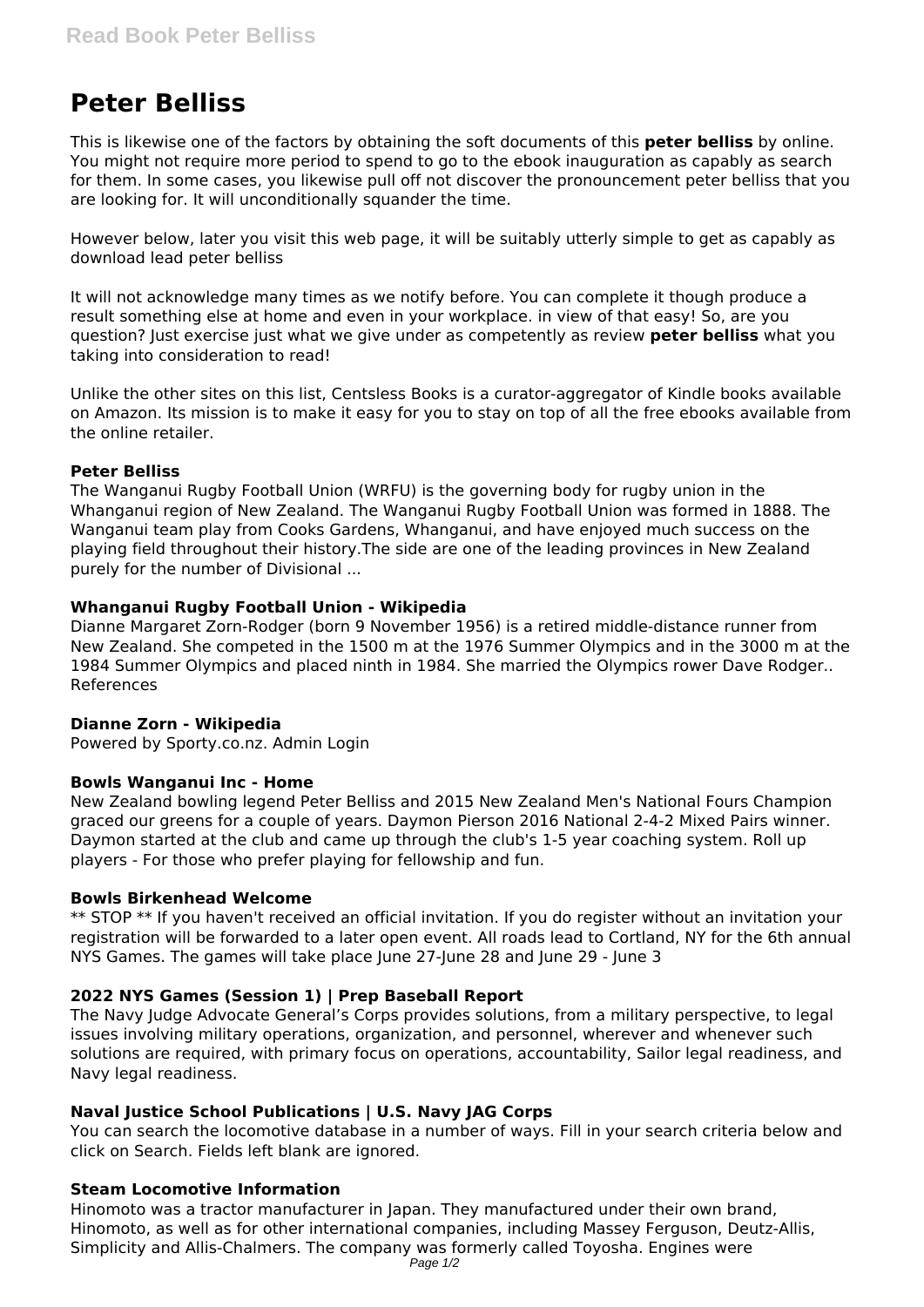# Peter Belliss

This is likewise one of the factors by obtaining the soft documents of this **peter belliss** by online. You might not require more period to spend to go to the ebook inauguration as capably as search for them. In some cases, you likewise pull off not discover the pronouncement peter belliss that you are looking for. It will unconditionally squander the time.

However below, later you visit this web page, it will be suitably utterly simple to get as capably as download lead peter belliss

It will not acknowledge many times as we notify before. You can complete it though produce a result something else at home and even in your workplace. in view of that easy! So, are you question? Just exercise just what we give under as competently as review **peter belliss** what you taking into consideration to read!

Unlike the other sites on this list, Centsless Books is a curator-aggregator of Kindle books available on Amazon. Its mission is to make it easy for you to stay on top of all the free ebooks available from the online retailer.

### Peter Belliss

The Wanganui Rugby Football Union (WRFU) is the governing body for rugby union in the Whanganui region of New Zealand. The Wanganui Rugby Football Union was formed in 1888. The Wanganui team play from Cooks Gardens, Whanganui, and have enjoyed much success on the playing field throughout their history.The side are one of the leading provinces in New Zealand purely for the number of Divisional ...

### Whanganui Rugby Football Union - Wikipedia

Dianne Margaret Zorn-Rodger (born 9 November 1956) is a retired middle-distance runner from New Zealand. She competed in the 1500 m at the 1976 Summer Olympics and in the 3000 m at the 1984 Summer Olympics and placed ninth in 1984. She married the Olympics rower Dave Rodger.. References

### Dianne Zorn - Wikipedia

Powered by Sporty.co.nz. Admin Login

### Bowls Wanganui Inc - Home

New Zealand bowling legend Peter Belliss and 2015 New Zealand Men's National Fours Champion graced our greens for a couple of years. Daymon Pierson 2016 National 2-4-2 Mixed Pairs winner. Daymon started at the club and came up through the club's 1-5 year coaching system. Roll up players - For those who prefer playing for fellowship and fun.

### Bowls Birkenhead Welcome

** STOP ** If you haven't received an official invitation. If you do register without an invitation your registration will be forwarded to a later open event. All roads lead to Cortland, NY for the 6th annual NYS Games. The games will take place June 27-June 28 and June 29 - June 3

### 2022 NYS Games (Session 1) | Prep Baseball Report

The Navy Judge Advocate General's Corps provides solutions, from a military perspective, to legal issues involving military operations, organization, and personnel, wherever and whenever such solutions are required, with primary focus on operations, accountability, Sailor legal readiness, and Navy legal readiness.

### Naval Justice School Publications | U.S. Navy JAG Corps

You can search the locomotive database in a number of ways. Fill in your search criteria below and click on Search. Fields left blank are ignored.

### Steam Locomotive Information

Hinomoto was a tractor manufacturer in Japan. They manufactured under their own brand, Hinomoto, as well as for other international companies, including Massey Ferguson, Deutz-Allis, Simplicity and Allis-Chalmers. The company was formerly called Toyosha. Engines were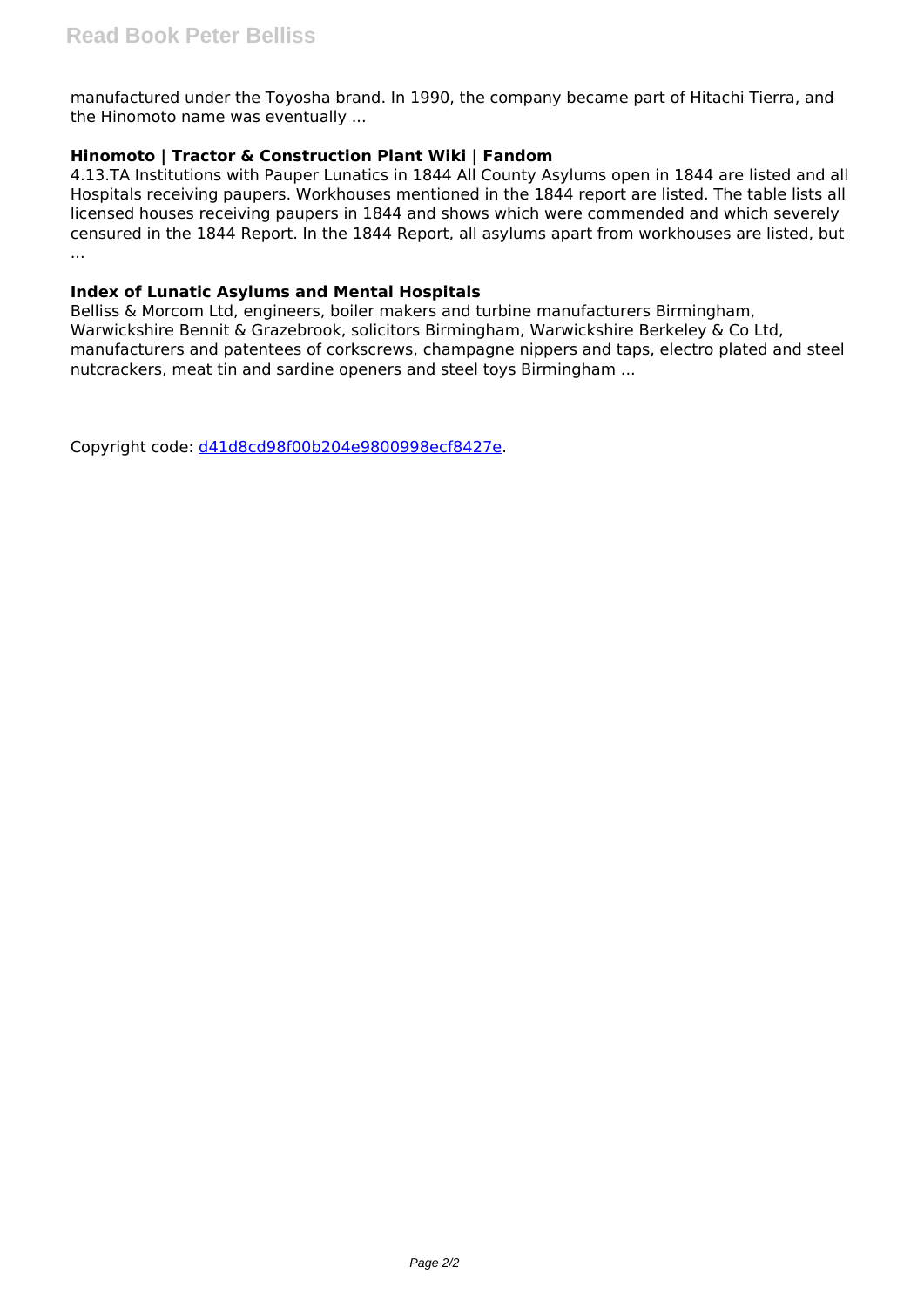manufactured under the Toyosha brand. In 1990, the company became part of Hitachi Tierra, and the Hinomoto name was eventually ...

**Hinomoto | Tractor & Construction Plant Wiki | Fandom**

4.13.TA Institutions with Pauper Lunatics in 1844 All County Asylums open in 1844 are listed and all Hospitals receiving paupers. Workhouses mentioned in the 1844 report are listed. The table lists all licensed houses receiving paupers in 1844 and shows which were commended and which severely censured in the 1844 Report. In the 1844 Report, all asylums apart from workhouses are listed, but ...

**Index of Lunatic Asylums and Mental Hospitals**

Belliss & Morcom Ltd, engineers, boiler makers and turbine manufacturers Birmingham, Warwickshire Bennit & Grazebrook, solicitors Birmingham, Warwickshire Berkeley & Co Ltd, manufacturers and patentees of corkscrews, champagne nippers and taps, electro plated and steel nutcrackers, meat tin and sardine openers and steel toys Birmingham ...

Copyright code: d41d8cd98f00b204e9800998ecf8427e.